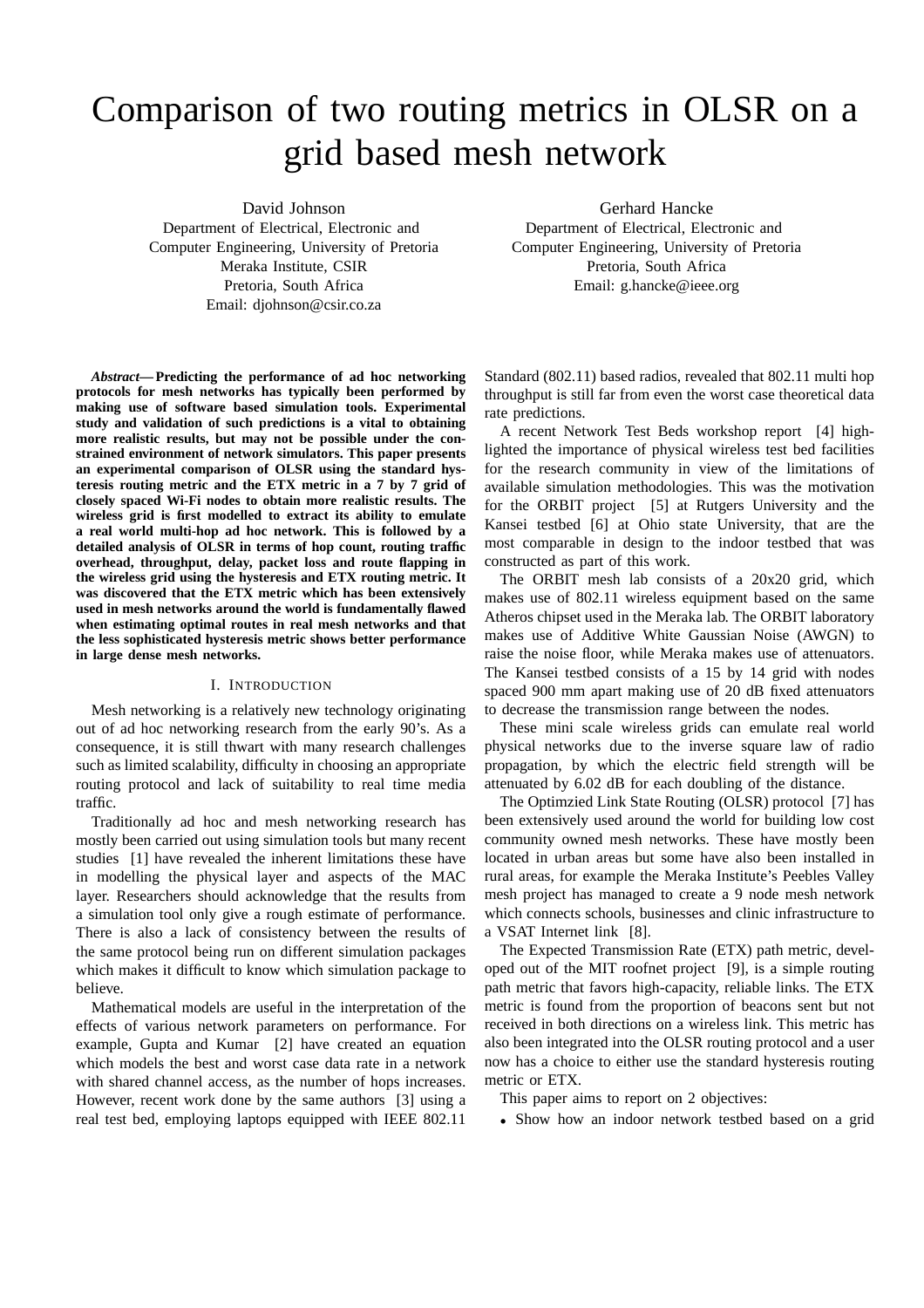# Comparison of two routing metrics in OLSR on a grid based mesh network

David Johnson
Department of Electrical, Electronic and Computer Engineering, University of Pretoria
Meraka Institute, CSIR
Pretoria, South Africa
Email: djohnson@csir.co.za

Gerhard Hancke
Department of Electrical, Electronic and Computer Engineering, University of Pretoria
Pretoria, South Africa
Email: g.hancke@ieee.org

***Abstract*— Predicting the performance of ad hoc networking protocols for mesh networks has typically been performed by making use of software based simulation tools. Experimental study and validation of such predictions is a vital to obtaining more realistic results, but may not be possible under the constrained environment of network simulators. This paper presents an experimental comparison of OLSR using the standard hysteresis routing metric and the ETX metric in a 7 by 7 grid of closely spaced Wi-Fi nodes to obtain more realistic results. The wireless grid is first modelled to extract its ability to emulate a real world multi-hop ad hoc network. This is followed by a detailed analysis of OLSR in terms of hop count, routing traffic overhead, throughput, delay, packet loss and route flapping in the wireless grid using the hysteresis and ETX routing metric. It was discovered that the ETX metric which has been extensively used in mesh networks around the world is fundamentally flawed when estimating optimal routes in real mesh networks and that the less sophisticated hysteresis metric shows better performance in large dense mesh networks.**

## I. Introduction

Mesh networking is a relatively new technology originating out of ad hoc networking research from the early 90's. As a consequence, it is still thwart with many research challenges such as limited scalability, difficulty in choosing an appropriate routing protocol and lack of suitability to real time media traffic.

Traditionally ad hoc and mesh networking research has mostly been carried out using simulation tools but many recent studies [1] have revealed the inherent limitations these have in modelling the physical layer and aspects of the MAC layer. Researchers should acknowledge that the results from a simulation tool only give a rough estimate of performance. There is also a lack of consistency between the results of the same protocol being run on different simulation packages which makes it difficult to know which simulation package to believe.

Mathematical models are useful in the interpretation of the effects of various network parameters on performance. For example, Gupta and Kumar [2] have created an equation which models the best and worst case data rate in a network with shared channel access, as the number of hops increases. However, recent work done by the same authors [3] using a real test bed, employing laptops equipped with IEEE 802.11 Standard (802.11) based radios, revealed that 802.11 multi hop throughput is still far from even the worst case theoretical data rate predictions.

A recent Network Test Beds workshop report [4] highlighted the importance of physical wireless test bed facilities for the research community in view of the limitations of available simulation methodologies. This was the motivation for the ORBIT project [5] at Rutgers University and the Kansei testbed [6] at Ohio state University, that are the most comparable in design to the indoor testbed that was constructed as part of this work.

The ORBIT mesh lab consists of a 20x20 grid, which makes use of 802.11 wireless equipment based on the same Atheros chipset used in the Meraka lab. The ORBIT laboratory makes use of Additive White Gaussian Noise (AWGN) to raise the noise floor, while Meraka makes use of attenuators. The Kansei testbed consists of a 15 by 14 grid with nodes spaced 900 mm apart making use of 20 dB fixed attenuators to decrease the transmission range between the nodes.

These mini scale wireless grids can emulate real world physical networks due to the inverse square law of radio propagation, by which the electric field strength will be attenuated by 6.02 dB for each doubling of the distance.

The Optimzied Link State Routing (OLSR) protocol [7] has been extensively used around the world for building low cost community owned mesh networks. These have mostly been located in urban areas but some have also been installed in rural areas, for example the Meraka Institute's Peebles Valley mesh project has managed to create a 9 node mesh network which connects schools, businesses and clinic infrastructure to a VSAT Internet link [8].

The Expected Transmission Rate (ETX) path metric, developed out of the MIT roofnet project [9], is a simple routing path metric that favors high-capacity, reliable links. The ETX metric is found from the proportion of beacons sent but not received in both directions on a wireless link. This metric has also been integrated into the OLSR routing protocol and a user now has a choice to either use the standard hysteresis routing metric or ETX.

This paper aims to report on 2 objectives:

- Show how an indoor network testbed based on a grid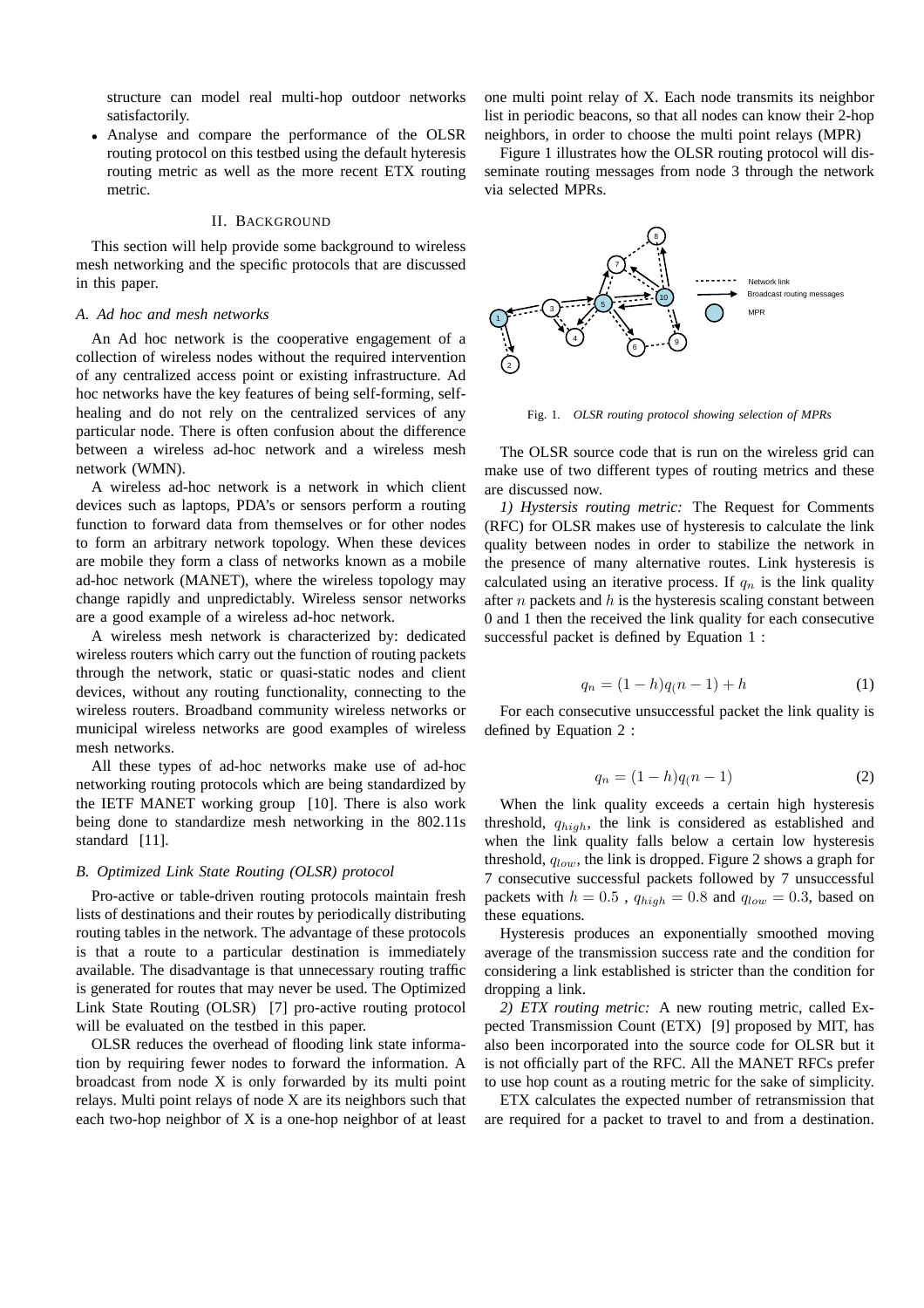structure can model real multi-hop outdoor networks satisfactorily.

- Analyse and compare the performance of the OLSR routing protocol on this testbed using the default hyteresis routing metric as well as the more recent ETX routing metric.

## II. BACKGROUND

This section will help provide some background to wireless mesh networking and the specific protocols that are discussed in this paper.

### *A. Ad hoc and mesh networks*

An Ad hoc network is the cooperative engagement of a collection of wireless nodes without the required intervention of any centralized access point or existing infrastructure. Ad hoc networks have the key features of being self-forming, self-healing and do not rely on the centralized services of any particular node. There is often confusion about the difference between a wireless ad-hoc network and a wireless mesh network (WMN).

A wireless ad-hoc network is a network in which client devices such as laptops, PDA's or sensors perform a routing function to forward data from themselves or for other nodes to form an arbitrary network topology. When these devices are mobile they form a class of networks known as a mobile ad-hoc network (MANET), where the wireless topology may change rapidly and unpredictably. Wireless sensor networks are a good example of a wireless ad-hoc network.

A wireless mesh network is characterized by: dedicated wireless routers which carry out the function of routing packets through the network, static or quasi-static nodes and client devices, without any routing functionality, connecting to the wireless routers. Broadband community wireless networks or municipal wireless networks are good examples of wireless mesh networks.

All these types of ad-hoc networks make use of ad-hoc networking routing protocols which are being standardized by the IETF MANET working group [10]. There is also work being done to standardize mesh networking in the 802.11s standard [11].

### *B. Optimized Link State Routing (OLSR) protocol*

Pro-active or table-driven routing protocols maintain fresh lists of destinations and their routes by periodically distributing routing tables in the network. The advantage of these protocols is that a route to a particular destination is immediately available. The disadvantage is that unnecessary routing traffic is generated for routes that may never be used. The Optimized Link State Routing (OLSR) [7] pro-active routing protocol will be evaluated on the testbed in this paper.

OLSR reduces the overhead of flooding link state information by requiring fewer nodes to forward the information. A broadcast from node X is only forwarded by its multi point relays. Multi point relays of node X are its neighbors such that each two-hop neighbor of X is a one-hop neighbor of at least one multi point relay of X. Each node transmits its neighbor list in periodic beacons, so that all nodes can know their 2-hop neighbors, in order to choose the multi point relays (MPR)

Figure 1 illustrates how the OLSR routing protocol will disseminate routing messages from node 3 through the network via selected MPRs.

Fig. 1. *OLSR routing protocol showing selection of MPRs*

The OLSR source code that is run on the wireless grid can make use of two different types of routing metrics and these are discussed now.

*1) Hystersis routing metric:* The Request for Comments (RFC) for OLSR makes use of hysteresis to calculate the link quality between nodes in order to stabilize the network in the presence of many alternative routes. Link hysteresis is calculated using an iterative process. If $q_n$ is the link quality after $n$ packets and $h$ is the hysteresis scaling constant between 0 and 1 then the received the link quality for each consecutive successful packet is defined by Equation 1 :

$$q_n = (1-h)q_(n-1) + h \tag{1}$$

For each consecutive unsuccessful packet the link quality is defined by Equation 2 :

$$q_n = (1-h)q_(n-1) \tag{2}$$

When the link quality exceeds a certain high hysteresis threshold, $q_{high}$, the link is considered as established and when the link quality falls below a certain low hysteresis threshold, $q_{low}$, the link is dropped. Figure 2 shows a graph for 7 consecutive successful packets followed by 7 unsuccessful packets with $h = 0.5$ , $q_{high} = 0.8$ and $q_{low} = 0.3$, based on these equations.

Hysteresis produces an exponentially smoothed moving average of the transmission success rate and the condition for considering a link established is stricter than the condition for dropping a link.

*2) ETX routing metric:* A new routing metric, called Expected Transmission Count (ETX) [9] proposed by MIT, has also been incorporated into the source code for OLSR but it is not officially part of the RFC. All the MANET RFCs prefer to use hop count as a routing metric for the sake of simplicity.

ETX calculates the expected number of retransmission that are required for a packet to travel to and from a destination.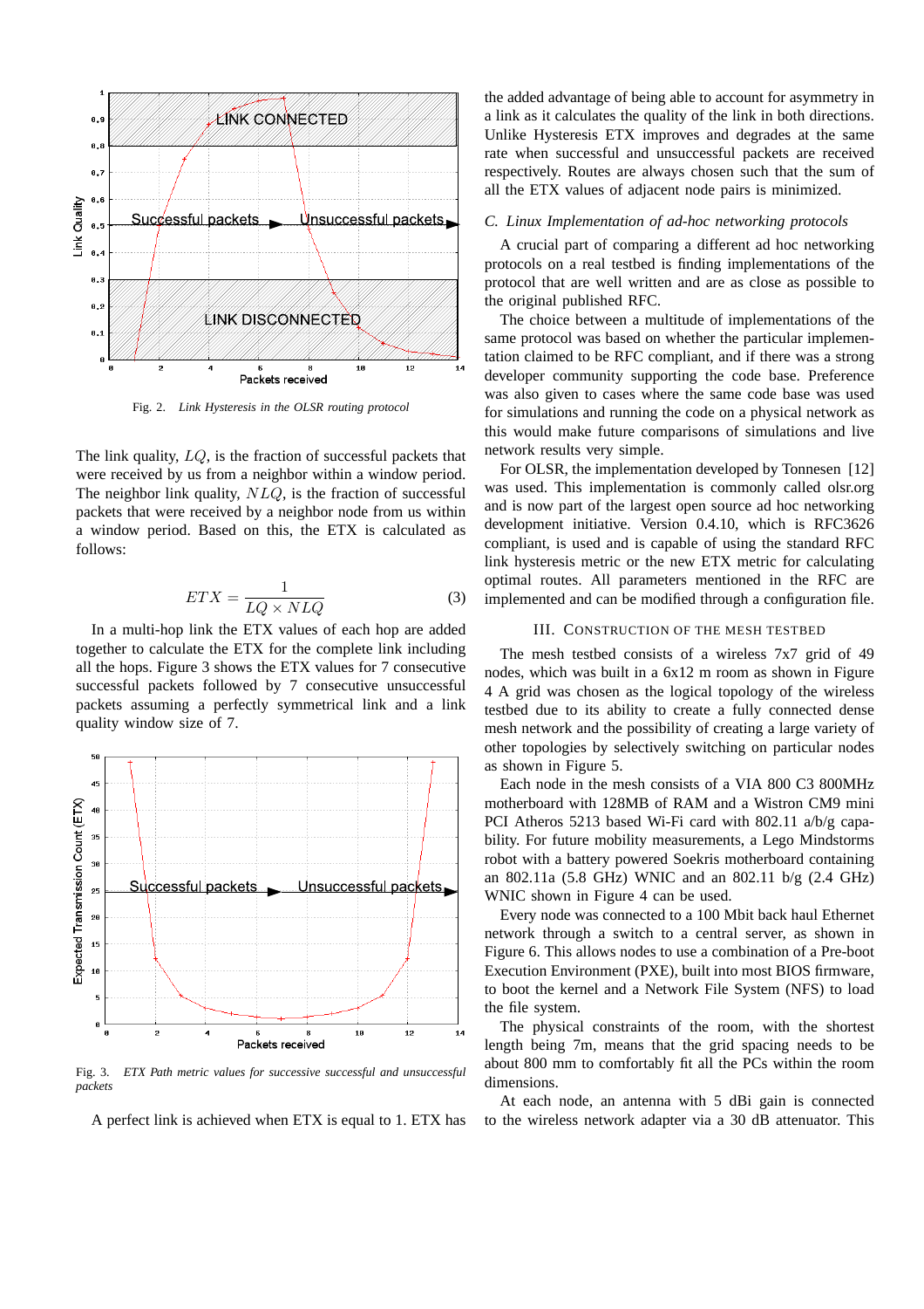Fig. 2. *Link Hysteresis in the OLSR routing protocol*

The link quality, $LQ$, is the fraction of successful packets that were received by us from a neighbor within a window period. The neighbor link quality, $NLQ$, is the fraction of successful packets that were received by a neighbor node from us within a window period. Based on this, the ETX is calculated as follows:

$$ETX = \frac{1}{LQ \times NLQ} \quad (3)$$

In a multi-hop link the ETX values of each hop are added together to calculate the ETX for the complete link including all the hops. Figure 3 shows the ETX values for 7 consecutive successful packets followed by 7 consecutive unsuccessful packets assuming a perfectly symmetrical link and a link quality window size of 7.

Fig. 3. *ETX Path metric values for successive successful and unsuccessful packets*

A perfect link is achieved when ETX is equal to 1. ETX has the added advantage of being able to account for asymmetry in a link as it calculates the quality of the link in both directions. Unlike Hysteresis ETX improves and degrades at the same rate when successful and unsuccessful packets are received respectively. Routes are always chosen such that the sum of all the ETX values of adjacent node pairs is minimized.

### C. Linux Implementation of ad-hoc networking protocols

A crucial part of comparing a different ad hoc networking protocols on a real testbed is finding implementations of the protocol that are well written and are as close as possible to the original published RFC.

The choice between a multitude of implementations of the same protocol was based on whether the particular implementation claimed to be RFC compliant, and if there was a strong developer community supporting the code base. Preference was also given to cases where the same code base was used for simulations and running the code on a physical network as this would make future comparisons of simulations and live network results very simple.

For OLSR, the implementation developed by Tonnesen [12] was used. This implementation is commonly called olsr.org and is now part of the largest open source ad hoc networking development initiative. Version 0.4.10, which is RFC3626 compliant, is used and is capable of using the standard RFC link hysteresis metric or the new ETX metric for calculating optimal routes. All parameters mentioned in the RFC are implemented and can be modified through a configuration file.

## III. Construction of the Mesh Testbed

The mesh testbed consists of a wireless 7x7 grid of 49 nodes, which was built in a 6x12 m room as shown in Figure 4 A grid was chosen as the logical topology of the wireless testbed due to its ability to create a fully connected dense mesh network and the possibility of creating a large variety of other topologies by selectively switching on particular nodes as shown in Figure 5.

Each node in the mesh consists of a VIA 800 C3 800MHz motherboard with 128MB of RAM and a Wistron CM9 mini PCI Atheros 5213 based Wi-Fi card with 802.11 a/b/g capability. For future mobility measurements, a Lego Mindstorms robot with a battery powered Soekris motherboard containing an 802.11a (5.8 GHz) WNIC and an 802.11 b/g (2.4 GHz) WNIC shown in Figure 4 can be used.

Every node was connected to a 100 Mbit back haul Ethernet network through a switch to a central server, as shown in Figure 6. This allows nodes to use a combination of a Pre-boot Execution Environment (PXE), built into most BIOS firmware, to boot the kernel and a Network File System (NFS) to load the file system.

The physical constraints of the room, with the shortest length being 7m, means that the grid spacing needs to be about 800 mm to comfortably fit all the PCs within the room dimensions.

At each node, an antenna with 5 dBi gain is connected to the wireless network adapter via a 30 dB attenuator. This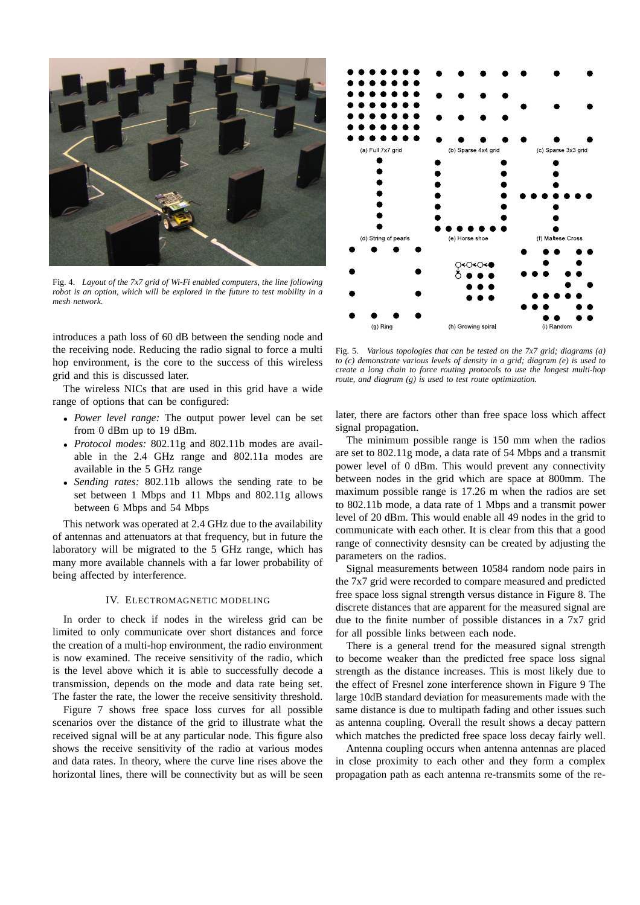Fig. 4. *Layout of the 7x7 grid of Wi-Fi enabled computers, the line following robot is an option, which will be explored in the future to test mobility in a mesh network.*

(a) Full 7x7 grid (b) Sparse 4x4 grid (c) Sparse 3x3 grid (d) String of pearls (e) Horse shoe (f) Maltese Cross (g) Ring (h) Growing spiral (i) Random

Fig. 5. *Various topologies that can be tested on the 7x7 grid; diagrams (a) to (c) demonstrate various levels of density in a grid; diagram (e) is used to create a long chain to force routing protocols to use the longest multi-hop route, and diagram (g) is used to test route optimization.*

introduces a path loss of 60 dB between the sending node and the receiving node. Reducing the radio signal to force a multi hop environment, is the core to the success of this wireless grid and this is discussed later.

The wireless NICs that are used in this grid have a wide range of options that can be configured:

- *Power level range:* The output power level can be set from 0 dBm up to 19 dBm.
- *Protocol modes:* 802.11g and 802.11b modes are available in the 2.4 GHz range and 802.11a modes are available in the 5 GHz range
- *Sending rates:* 802.11b allows the sending rate to be set between 1 Mbps and 11 Mbps and 802.11g allows between 6 Mbps and 54 Mbps

This network was operated at 2.4 GHz due to the availability of antennas and attenuators at that frequency, but in future the laboratory will be migrated to the 5 GHz range, which has many more available channels with a far lower probability of being affected by interference.

## IV. Electromagnetic Modeling

In order to check if nodes in the wireless grid can be limited to only communicate over short distances and force the creation of a multi-hop environment, the radio environment is now examined. The receive sensitivity of the radio, which is the level above which it is able to successfully decode a transmission, depends on the mode and data rate being set. The faster the rate, the lower the receive sensitivity threshold.

Figure 7 shows free space loss curves for all possible scenarios over the distance of the grid to illustrate what the received signal will be at any particular node. This figure also shows the receive sensitivity of the radio at various modes and data rates. In theory, where the curve line rises above the horizontal lines, there will be connectivity but as will be seen later, there are factors other than free space loss which affect signal propagation.

The minimum possible range is 150 mm when the radios are set to 802.11g mode, a data rate of 54 Mbps and a transmit power level of 0 dBm. This would prevent any connectivity between nodes in the grid which are space at 800mm. The maximum possible range is 17.26 m when the radios are set to 802.11b mode, a data rate of 1 Mbps and a transmit power level of 20 dBm. This would enable all 49 nodes in the grid to communicate with each other. It is clear from this that a good range of connectivity desnsity can be created by adjusting the parameters on the radios.

Signal measurements between 10584 random node pairs in the 7x7 grid were recorded to compare measured and predicted free space loss signal strength versus distance in Figure 8. The discrete distances that are apparent for the measured signal are due to the finite number of possible distances in a 7x7 grid for all possible links between each node.

There is a general trend for the measured signal strength to become weaker than the predicted free space loss signal strength as the distance increases. This is most likely due to the effect of Fresnel zone interference shown in Figure 9 The large 10dB standard deviation for measurements made with the same distance is due to multipath fading and other issues such as antenna coupling. Overall the result shows a decay pattern which matches the predicted free space loss decay fairly well.

Antenna coupling occurs when antenna antennas are placed in close proximity to each other and they form a complex propagation path as each antenna re-transmits some of the re-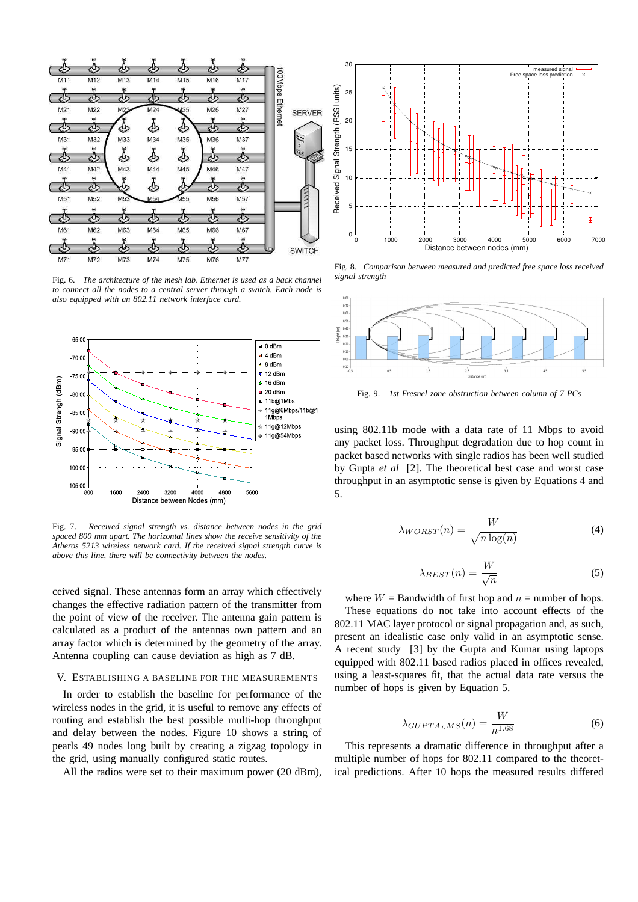Fig. 6. *The architecture of the mesh lab. Ethernet is used as a back channel to connect all the nodes to a central server through a switch. Each node is also equipped with an 802.11 network interface card.*

Fig. 7. *Received signal strength vs. distance between nodes in the grid spaced 800 mm apart. The horizontal lines show the receive sensitivity of the Atheros 5213 wireless network card. If the received signal strength curve is above this line, there will be connectivity between the nodes.*

ceived signal. These antennas form an array which effectively changes the effective radiation pattern of the transmitter from the point of view of the receiver. The antenna gain pattern is calculated as a product of the antennas own pattern and an array factor which is determined by the geometry of the array. Antenna coupling can cause deviation as high as 7 dB.

## V. Establishing a baseline for the measurements

In order to establish the baseline for performance of the wireless nodes in the grid, it is useful to remove any effects of routing and establish the best possible multi-hop throughput and delay between the nodes. Figure 10 shows a string of pearls 49 nodes long built by creating a zigzag topology in the grid, using manually configured static routes.

All the radios were set to their maximum power (20 dBm),

Fig. 8. *Comparison between measured and predicted free space loss received signal strength*

Fig. 9. *1st Fresnel zone obstruction between column of 7 PCs*

using 802.11b mode with a data rate of 11 Mbps to avoid any packet loss. Throughput degradation due to hop count in packet based networks with single radios has been well studied by Gupta *et al* [2]. The theoretical best case and worst case throughput in an asymptotic sense is given by Equations 4 and 5.

$$\lambda_{WORST}(n) = \frac{W}{\sqrt{n \log(n)}} \tag{4}$$

$$\lambda_{BEST}(n) = \frac{W}{\sqrt{n}} \tag{5}$$

where $W$ = Bandwidth of first hop and $n$ = number of hops.

These equations do not take into account effects of the 802.11 MAC layer protocol or signal propagation and, as such, present an idealistic case only valid in an asymptotic sense. A recent study [3] by the Gupta and Kumar using laptops equipped with 802.11 based radios placed in offices revealed, using a least-squares fit, that the actual data rate versus the number of hops is given by Equation 5.

$$\lambda_{GUPTA_LMS}(n) = \frac{W}{n^{1.68}} \tag{6}$$

This represents a dramatic difference in throughput after a multiple number of hops for 802.11 compared to the theoretical predictions. After 10 hops the measured results differed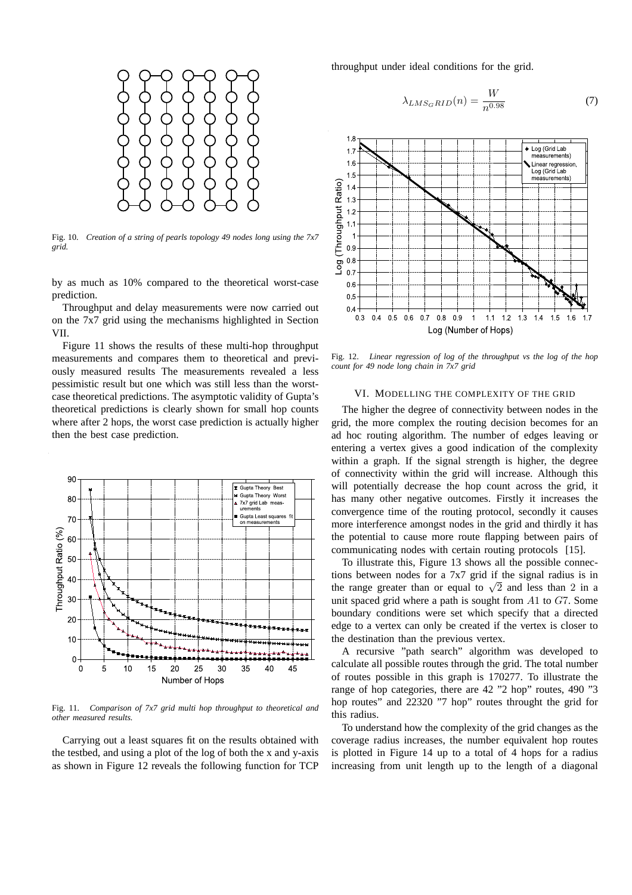Fig. 10. *Creation of a string of pearls topology 49 nodes long using the 7x7 grid.*

by as much as 10% compared to the theoretical worst-case prediction.

Throughput and delay measurements were now carried out on the 7x7 grid using the mechanisms highlighted in Section VII.

Figure 11 shows the results of these multi-hop throughput measurements and compares them to theoretical and previously measured results The measurements revealed a less pessimistic result but one which was still less than the worst-case theoretical predictions. The asymptotic validity of Gupta's theoretical predictions is clearly shown for small hop counts where after 2 hops, the worst case prediction is actually higher then the best case prediction.

Fig. 11. *Comparison of 7x7 grid multi hop throughput to theoretical and other measured results.*

Carrying out a least squares fit on the results obtained with the testbed, and using a plot of the log of both the x and y-axis as shown in Figure 12 reveals the following function for TCP throughput under ideal conditions for the grid.

$$\lambda_{LMS_{GRID}}(n) = \frac{W}{n^{0.98}} \tag{7}$$

Fig. 12. *Linear regression of log of the throughput vs the log of the hop count for 49 node long chain in 7x7 grid*

## VI. Modelling the Complexity of the Grid

The higher the degree of connectivity between nodes in the grid, the more complex the routing decision becomes for an ad hoc routing algorithm. The number of edges leaving or entering a vertex gives a good indication of the complexity within a graph. If the signal strength is higher, the degree of connectivity within the grid will increase. Although this will potentially decrease the hop count across the grid, it has many other negative outcomes. Firstly it increases the convergence time of the routing protocol, secondly it causes more interference amongst nodes in the grid and thirdly it has the potential to cause more route flapping between pairs of communicating nodes with certain routing protocols [15].

To illustrate this, Figure 13 shows all the possible connections between nodes for a 7x7 grid if the signal radius is in the range greater than or equal to $\sqrt{2}$ and less than 2 in a unit spaced grid where a path is sought from $A1$ to $G7$. Some boundary conditions were set which specify that a directed edge to a vertex can only be created if the vertex is closer to the destination than the previous vertex.

A recursive "path search" algorithm was developed to calculate all possible routes through the grid. The total number of routes possible in this graph is 170277. To illustrate the range of hop categories, there are 42 "2 hop" routes, 490 "3 hop routes" and 22320 "7 hop" routes throught the grid for this radius.

To understand how the complexity of the grid changes as the coverage radius increases, the number equivalent hop routes is plotted in Figure 14 up to a total of 4 hops for a radius increasing from unit length up to the length of a diagonal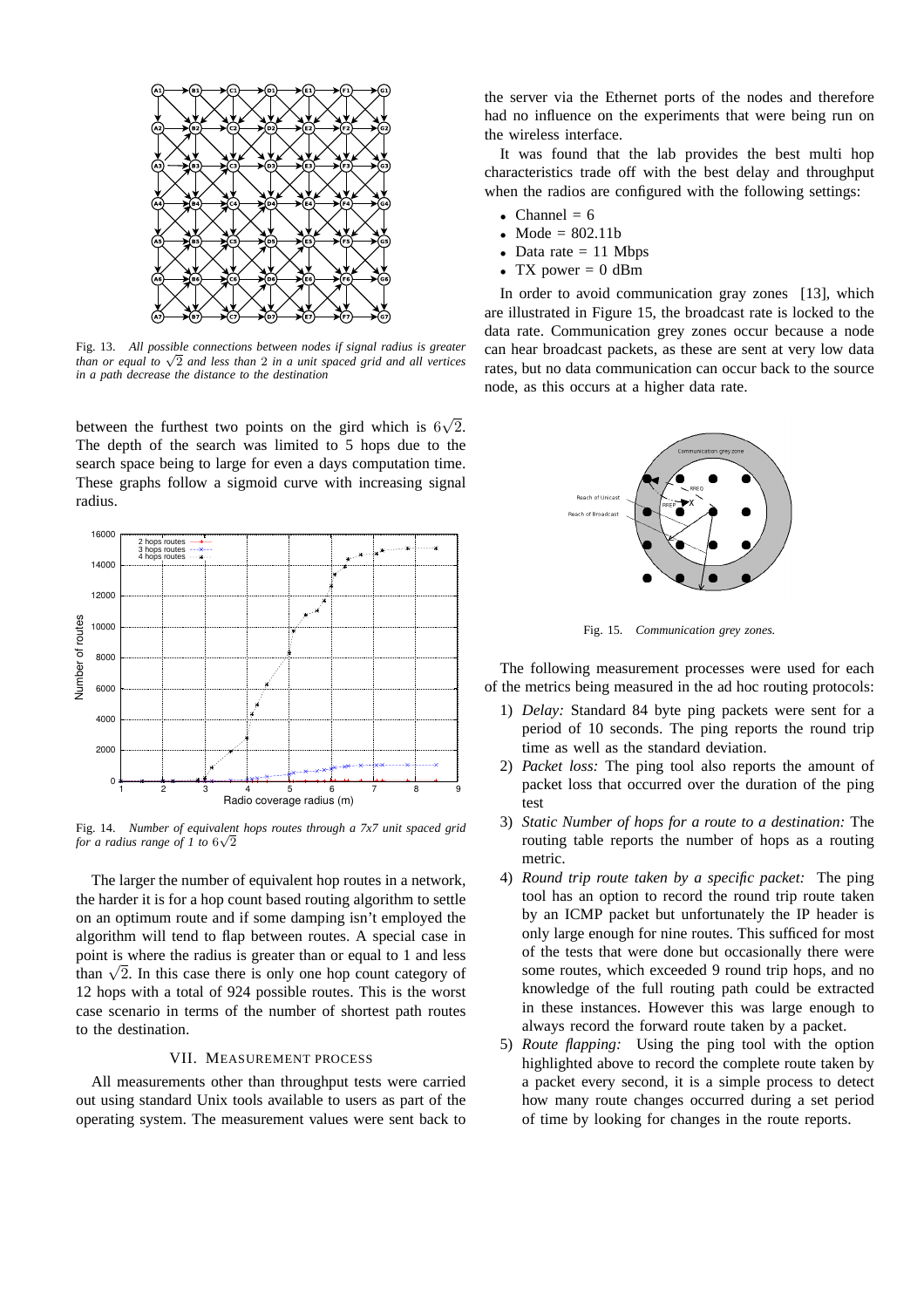Fig. 13. *All possible connections between nodes if signal radius is greater than or equal to $\sqrt{2}$ and less than 2 in a unit spaced grid and all vertices in a path decrease the distance to the destination*

between the furthest two points on the gird which is $6\sqrt{2}$. The depth of the search was limited to 5 hops due to the search space being to large for even a days computation time. These graphs follow a sigmoid curve with increasing signal radius.

Fig. 14. *Number of equivalent hops routes through a 7x7 unit spaced grid for a radius range of 1 to $6\sqrt{2}$*

The larger the number of equivalent hop routes in a network, the harder it is for a hop count based routing algorithm to settle on an optimum route and if some damping isn't employed the algorithm will tend to flap between routes. A special case in point is where the radius is greater than or equal to 1 and less than $\sqrt{2}$. In this case there is only one hop count category of 12 hops with a total of 924 possible routes. This is the worst case scenario in terms of the number of shortest path routes to the destination.

## VII. Measurement process

All measurements other than throughput tests were carried out using standard Unix tools available to users as part of the operating system. The measurement values were sent back to the server via the Ethernet ports of the nodes and therefore had no influence on the experiments that were being run on the wireless interface.

It was found that the lab provides the best multi hop characteristics trade off with the best delay and throughput when the radios are configured with the following settings:

- Channel = 6
- Mode = 802.11b
- Data rate = 11 Mbps
- TX power = 0 dBm

In order to avoid communication gray zones [13], which are illustrated in Figure 15, the broadcast rate is locked to the data rate. Communication grey zones occur because a node can hear broadcast packets, as these are sent at very low data rates, but no data communication can occur back to the source node, as this occurs at a higher data rate.

Fig. 15. *Communication grey zones.*

The following measurement processes were used for each of the metrics being measured in the ad hoc routing protocols:

1) *Delay:* Standard 84 byte ping packets were sent for a period of 10 seconds. The ping reports the round trip time as well as the standard deviation.
2) *Packet loss:* The ping tool also reports the amount of packet loss that occurred over the duration of the ping test
3) *Static Number of hops for a route to a destination:* The routing table reports the number of hops as a routing metric.
4) *Round trip route taken by a specific packet:* The ping tool has an option to record the round trip route taken by an ICMP packet but unfortunately the IP header is only large enough for nine routes. This sufficed for most of the tests that were done but occasionally there were some routes, which exceeded 9 round trip hops, and no knowledge of the full routing path could be extracted in these instances. However this was large enough to always record the forward route taken by a packet.
5) *Route flapping:* Using the ping tool with the option highlighted above to record the complete route taken by a packet every second, it is a simple process to detect how many route changes occurred during a set period of time by looking for changes in the route reports.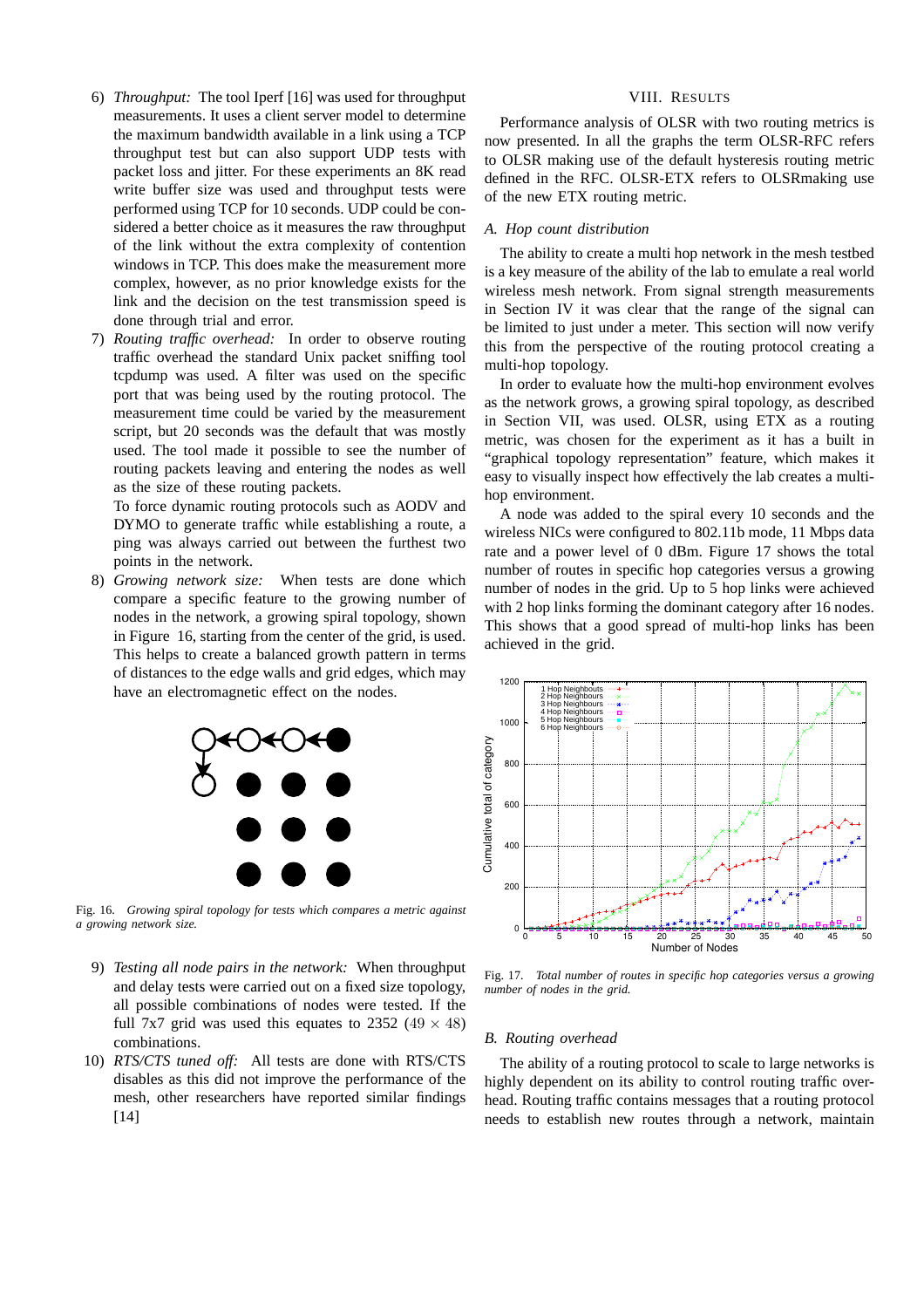6) *Throughput:* The tool Iperf [16] was used for throughput measurements. It uses a client server model to determine the maximum bandwidth available in a link using a TCP throughput test but can also support UDP tests with packet loss and jitter. For these experiments an 8K read write buffer size was used and throughput tests were performed using TCP for 10 seconds. UDP could be considered a better choice as it measures the raw throughput of the link without the extra complexity of contention windows in TCP. This does make the measurement more complex, however, as no prior knowledge exists for the link and the decision on the test transmission speed is done through trial and error.

7) *Routing traffic overhead:* In order to observe routing traffic overhead the standard Unix packet sniffing tool tcpdump was used. A filter was used on the specific port that was being used by the routing protocol. The measurement time could be varied by the measurement script, but 20 seconds was the default that was mostly used. The tool made it possible to see the number of routing packets leaving and entering the nodes as well as the size of these routing packets.

   To force dynamic routing protocols such as AODV and DYMO to generate traffic while establishing a route, a ping was always carried out between the furthest two points in the network.

8) *Growing network size:* When tests are done which compare a specific feature to the growing number of nodes in the network, a growing spiral topology, shown in Figure 16, starting from the center of the grid, is used. This helps to create a balanced growth pattern in terms of distances to the edge walls and grid edges, which may have an electromagnetic effect on the nodes.

Fig. 16. *Growing spiral topology for tests which compares a metric against a growing network size.*

9) *Testing all node pairs in the network:* When throughput and delay tests were carried out on a fixed size topology, all possible combinations of nodes were tested. If the full 7x7 grid was used this equates to 2352 ($49 \times 48$) combinations.

10) *RTS/CTS tuned off:* All tests are done with RTS/CTS disables as this did not improve the performance of the mesh, other researchers have reported similar findings [14]

## VIII. Results

Performance analysis of OLSR with two routing metrics is now presented. In all the graphs the term OLSR-RFC refers to OLSR making use of the default hysteresis routing metric defined in the RFC. OLSR-ETX refers to OLSRmaking use of the new ETX routing metric.

### A. Hop count distribution

The ability to create a multi hop network in the mesh testbed is a key measure of the ability of the lab to emulate a real world wireless mesh network. From signal strength measurements in Section IV it was clear that the range of the signal can be limited to just under a meter. This section will now verify this from the perspective of the routing protocol creating a multi-hop topology.

In order to evaluate how the multi-hop environment evolves as the network grows, a growing spiral topology, as described in Section VII, was used. OLSR, using ETX as a routing metric, was chosen for the experiment as it has a built in "graphical topology representation" feature, which makes it easy to visually inspect how effectively the lab creates a multi-hop environment.

A node was added to the spiral every 10 seconds and the wireless NICs were configured to 802.11b mode, 11 Mbps data rate and a power level of 0 dBm. Figure 17 shows the total number of routes in specific hop categories versus a growing number of nodes in the grid. Up to 5 hop links were achieved with 2 hop links forming the dominant category after 16 nodes. This shows that a good spread of multi-hop links has been achieved in the grid.

Fig. 17. *Total number of routes in specific hop categories versus a growing number of nodes in the grid.*

### B. Routing overhead

The ability of a routing protocol to scale to large networks is highly dependent on its ability to control routing traffic overhead. Routing traffic contains messages that a routing protocol needs to establish new routes through a network, maintain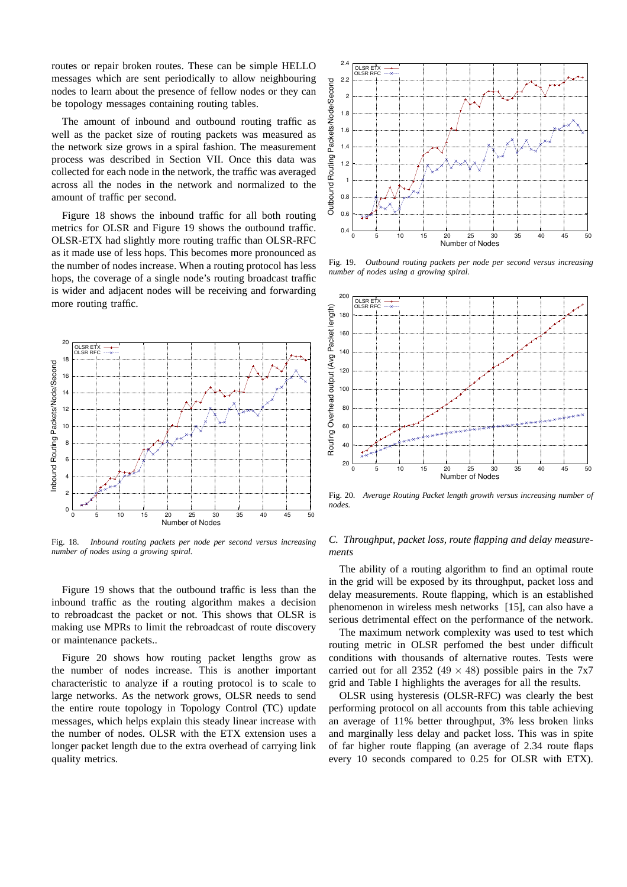routes or repair broken routes. These can be simple HELLO messages which are sent periodically to allow neighbouring nodes to learn about the presence of fellow nodes or they can be topology messages containing routing tables.

The amount of inbound and outbound routing traffic as well as the packet size of routing packets was measured as the network size grows in a spiral fashion. The measurement process was described in Section VII. Once this data was collected for each node in the network, the traffic was averaged across all the nodes in the network and normalized to the amount of traffic per second.

Figure 18 shows the inbound traffic for all both routing metrics for OLSR and Figure 19 shows the outbound traffic. OLSR-ETX had slightly more routing traffic than OLSR-RFC as it made use of less hops. This becomes more pronounced as the number of nodes increase. When a routing protocol has less hops, the coverage of a single node's routing broadcast traffic is wider and adjacent nodes will be receiving and forwarding more routing traffic.

Fig. 18. *Inbound routing packets per node per second versus increasing number of nodes using a growing spiral.*

Figure 19 shows that the outbound traffic is less than the inbound traffic as the routing algorithm makes a decision to rebroadcast the packet or not. This shows that OLSR is making use MPRs to limit the rebroadcast of route discovery or maintenance packets..

Figure 20 shows how routing packet lengths grow as the number of nodes increase. This is another important characteristic to analyze if a routing protocol is to scale to large networks. As the network grows, OLSR needs to send the entire route topology in Topology Control (TC) update messages, which helps explain this steady linear increase with the number of nodes. OLSR with the ETX extension uses a longer packet length due to the extra overhead of carrying link quality metrics.

Fig. 19. *Outbound routing packets per node per second versus increasing number of nodes using a growing spiral.*

Fig. 20. *Average Routing Packet length growth versus increasing number of nodes.*

### *C. Throughput, packet loss, route flapping and delay measurements*

The ability of a routing algorithm to find an optimal route in the grid will be exposed by its throughput, packet loss and delay measurements. Route flapping, which is an established phenomenon in wireless mesh networks [15], can also have a serious detrimental effect on the performance of the network.

The maximum network complexity was used to test which routing metric in OLSR perfomed the best under difficult conditions with thousands of alternative routes. Tests were carried out for all 2352 ($49 \times 48$) possible pairs in the 7x7 grid and Table I highlights the averages for all the results.

OLSR using hysteresis (OLSR-RFC) was clearly the best performing protocol on all accounts from this table achieving an average of 11% better throughput, 3% less broken links and marginally less delay and packet loss. This was in spite of far higher route flapping (an average of 2.34 route flaps every 10 seconds compared to 0.25 for OLSR with ETX).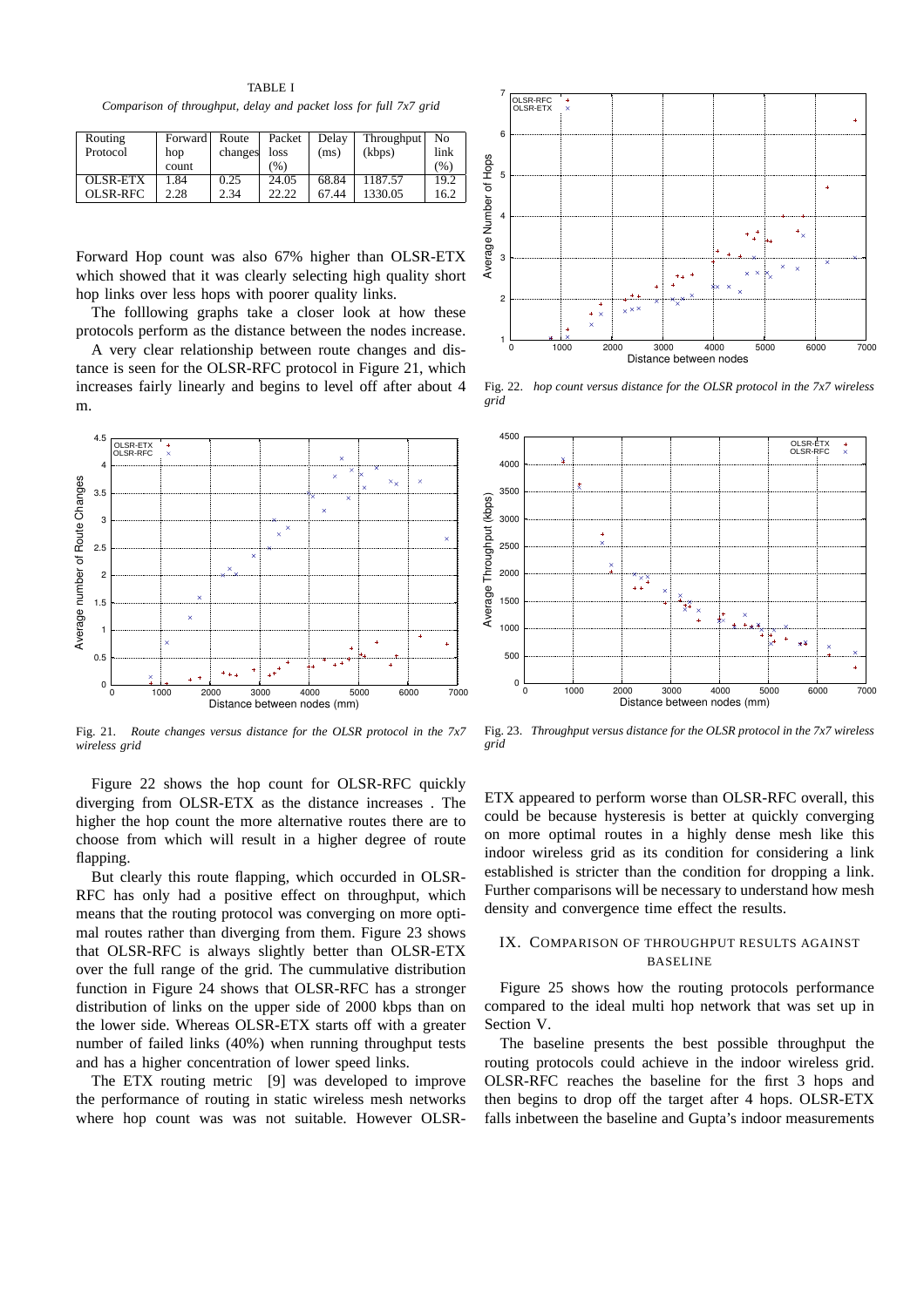TABLE I

*Comparison of throughput, delay and packet loss for full 7x7 grid*

| Routing Protocol | Forward hop count | Route changes | Packet loss (%) | Delay (ms) | Throughput (kbps) | No link (%) |
|---|---|---|---|---|---|---|
| OLSR-ETX | 1.84 | 0.25 | 24.05 | 68.84 | 1187.57 | 19.2 |
| OLSR-RFC | 2.28 | 2.34 | 22.22 | 67.44 | 1330.05 | 16.2 |

Forward Hop count was also 67% higher than OLSR-ETX which showed that it was clearly selecting high quality short hop links over less hops with poorer quality links.

The folllowing graphs take a closer look at how these protocols perform as the distance between the nodes increase.

A very clear relationship between route changes and distance is seen for the OLSR-RFC protocol in Figure 21, which increases fairly linearly and begins to level off after about 4 m.

Fig. 21. *Route changes versus distance for the OLSR protocol in the 7x7 wireless grid*

Figure 22 shows the hop count for OLSR-RFC quickly diverging from OLSR-ETX as the distance increases . The higher the hop count the more alternative routes there are to choose from which will result in a higher degree of route flapping.

But clearly this route flapping, which occurded in OLSR-RFC has only had a positive effect on throughput, which means that the routing protocol was converging on more optimal routes rather than diverging from them. Figure 23 shows that OLSR-RFC is always slightly better than OLSR-ETX over the full range of the grid. The cummulative distribution function in Figure 24 shows that OLSR-RFC has a stronger distribution of links on the upper side of 2000 kbps than on the lower side. Whereas OLSR-ETX starts off with a greater number of failed links (40%) when running throughput tests and has a higher concentration of lower speed links.

The ETX routing metric [9] was developed to improve the performance of routing in static wireless mesh networks where hop count was was not suitable. However OLSR-ETX appeared to perform worse than OLSR-RFC overall, this could be because hysteresis is better at quickly converging on more optimal routes in a highly dense mesh like this indoor wireless grid as its condition for considering a link established is stricter than the condition for dropping a link. Further comparisons will be necessary to understand how mesh density and convergence time effect the results.

Fig. 22. *hop count versus distance for the OLSR protocol in the 7x7 wireless grid*

Fig. 23. *Throughput versus distance for the OLSR protocol in the 7x7 wireless grid*

## IX. Comparison of throughput results against baseline

Figure 25 shows how the routing protocols performance compared to the ideal multi hop network that was set up in Section V.

The baseline presents the best possible throughput the routing protocols could achieve in the indoor wireless grid. OLSR-RFC reaches the baseline for the first 3 hops and then begins to drop off the target after 4 hops. OLSR-ETX falls inbetween the baseline and Gupta's indoor measurements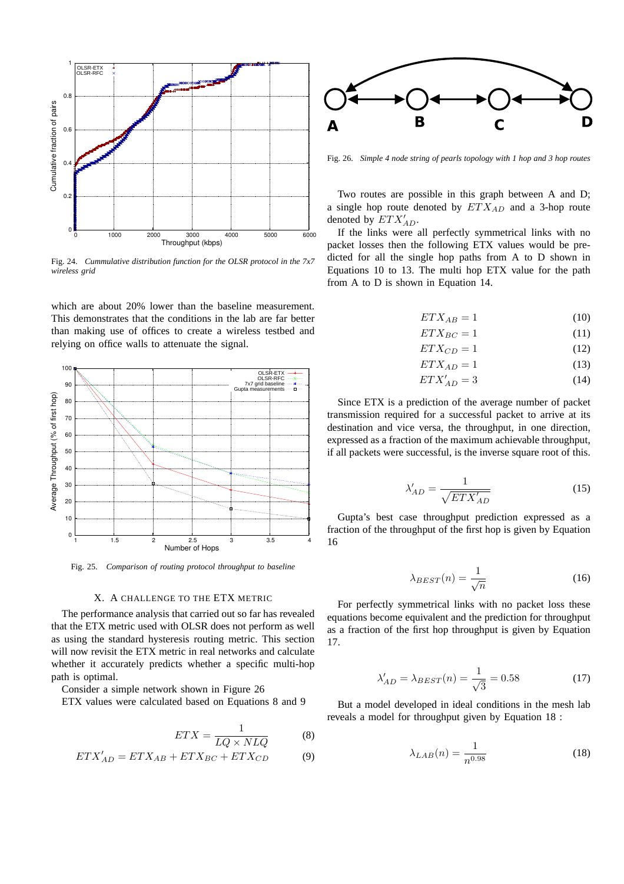Fig. 24. *Cummulative distribution function for the OLSR protocol in the 7x7 wireless grid*

which are about 20% lower than the baseline measurement. This demonstrates that the conditions in the lab are far better than making use of offices to create a wireless testbed and relying on office walls to attenuate the signal.

Fig. 25. *Comparison of routing protocol throughput to baseline*

## X. A CHALLENGE TO THE ETX METRIC

The performance analysis that carried out so far has revealed that the ETX metric used with OLSR does not perform as well as using the standard hysteresis routing metric. This section will now revisit the ETX metric in real networks and calculate whether it accurately predicts whether a specific multi-hop path is optimal.

Consider a simple network shown in Figure 26

ETX values were calculated based on Equations 8 and 9

$$ETX = \frac{1}{LQ \times NLQ} \tag{8}$$

$$ETX'_{AD} = ETX_{AB} + ETX_{BC} + ETX_{CD} \tag{9}$$

Fig. 26. *Simple 4 node string of pearls topology with 1 hop and 3 hop routes*

Two routes are possible in this graph between A and D; a single hop route denoted by $ETX_{AD}$ and a 3-hop route denoted by $ETX'_{AD}$.

If the links were all perfectly symmetrical links with no packet losses then the following ETX values would be predicted for all the single hop paths from A to D shown in Equations 10 to 13. The multi hop ETX value for the path from A to D is shown in Equation 14.

$$ETX_{AB} = 1 \tag{10}$$

$$ETX_{BC} = 1 \tag{11}$$

$$ETX_{CD} = 1 \tag{12}$$

$$ETX_{AD} = 1 \tag{13}$$

$$ETX'_{AD} = 3 \tag{14}$$

Since ETX is a prediction of the average number of packet transmission required for a successful packet to arrive at its destination and vice versa, the throughput, in one direction, expressed as a fraction of the maximum achievable throughput, if all packets were successful, is the inverse square root of this.

$$\lambda'_{AD} = \frac{1}{\sqrt{ETX'_{AD}}} \tag{15}$$

Gupta's best case throughput prediction expressed as a fraction of the throughput of the first hop is given by Equation 16

$$\lambda_{BEST}(n) = \frac{1}{\sqrt{n}} \tag{16}$$

For perfectly symmetrical links with no packet loss these equations become equivalent and the prediction for throughput as a fraction of the first hop throughput is given by Equation 17.

$$\lambda'_{AD} = \lambda_{BEST}(n) = \frac{1}{\sqrt{3}} = 0.58 \tag{17}$$

But a model developed in ideal conditions in the mesh lab reveals a model for throughput given by Equation 18 :

$$\lambda_{LAB}(n) = \frac{1}{n^{0.98}} \tag{18}$$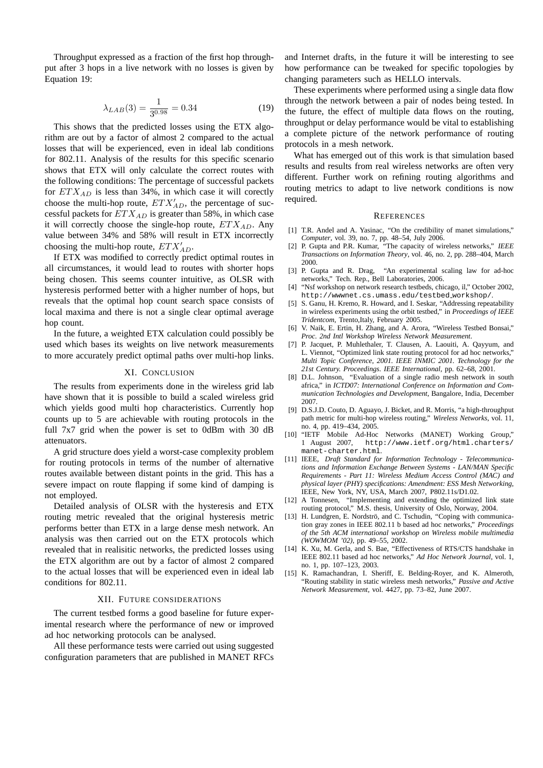Throughput expressed as a fraction of the first hop throughput after 3 hops in a live network with no losses is given by Equation 19:

$$\lambda_{LAB}(3) = \frac{1}{3^{0.98}} = 0.34 \tag{19}$$

This shows that the predicted losses using the ETX algorithm are out by a factor of almost 2 compared to the actual losses that will be experienced, even in ideal lab conditions for 802.11. Analysis of the results for this specific scenario shows that ETX will only calculate the correct routes with the following conditions: The percentage of successful packets for $ETX_{AD}$ is less than 34%, in which case it will corectly choose the multi-hop route, $ETX'_{AD}$, the percentage of successful packets for $ETX_{AD}$ is greater than 58%, in which case it will correctly choose the single-hop route, $ETX_{AD}$. Any value between 34% and 58% will result in ETX incorrectly choosing the multi-hop route, $ETX'_{AD}$.

If ETX was modified to correctly predict optimal routes in all circumstances, it would lead to routes with shorter hops being chosen. This seems counter intuitive, as OLSR with hysteresis performed better with a higher number of hops, but reveals that the optimal hop count search space consists of local maxima and there is not a single clear optimal average hop count.

In the future, a weighted ETX calculation could possibly be used which bases its weights on live network measurements to more accurately predict optimal paths over multi-hop links.

## XI. Conclusion

The results from experiments done in the wireless grid lab have shown that it is possible to build a scaled wireless grid which yields good multi hop characteristics. Currently hop counts up to 5 are achievable with routing protocols in the full 7x7 grid when the power is set to 0dBm with 30 dB attenuators.

A grid structure does yield a worst-case complexity problem for routing protocols in terms of the number of alternative routes available between distant points in the grid. This has a severe impact on route flapping if some kind of damping is not employed.

Detailed analysis of OLSR with the hysteresis and ETX routing metric revealed that the original hysteresis metric performs better than ETX in a large dense mesh network. An analysis was then carried out on the ETX protocols which revealed that in realisitic networks, the predicted losses using the ETX algorithm are out by a factor of almost 2 compared to the actual losses that will be experienced even in ideal lab conditions for 802.11.

## XII. Future considerations

The current testbed forms a good baseline for future experimental research where the performance of new or improved ad hoc networking protocols can be analysed.

All these performance tests were carried out using suggested configuration parameters that are published in MANET RFCs and Internet drafts, in the future it will be interesting to see how performance can be tweaked for specific topologies by changing parameters such as HELLO intervals.

These experiments where performed using a single data flow through the network between a pair of nodes being tested. In the future, the effect of multiple data flows on the routing, throughput or delay performance would be vital to establishing a complete picture of the network performance of routing protocols in a mesh network.

What has emerged out of this work is that simulation based results and results from real wireless networks are often very different. Further work on refining routing algorithms and routing metrics to adapt to live network conditions is now required.

## References

[1] T.R. Andel and A. Yasinac, "On the credibility of manet simulations," *Computer*, vol. 39, no. 7, pp. 48–54, July 2006.

[2] P. Gupta and P.R. Kumar, "The capacity of wireless networks," *IEEE Transactions on Information Theory*, vol. 46, no. 2, pp. 288–404, March 2000.

[3] P. Gupta and R. Drag, "An experimental scaling law for ad-hoc networks," Tech. Rep., Bell Laboratories, 2006.

[4] "Nsf workshop on network research testbeds, chicago, il," October 2002, http://wwwnet.cs.umass.edu/testbed_workshop/.

[5] S. Ganu, H. Kremo, R. Howard, and I. Seskar, "Addressing repeatability in wireless experiments using the orbit testbed," in *Proceedings of IEEE Tridentcom*, Trento,Italy, February 2005.

[6] V. Naik, E. Ertin, H. Zhang, and A. Arora, "Wireless Testbed Bonsai," *Proc. 2nd Intl Workshop Wireless Network Measurement*.

[7] P. Jacquet, P. Muhlethaler, T. Clausen, A. Laouiti, A. Qayyum, and L. Viennot, "Optimized link state routing protocol for ad hoc networks," *Multi Topic Conference, 2001. IEEE INMIC 2001. Technology for the 21st Century. Proceedings. IEEE International*, pp. 62–68, 2001.

[8] D.L. Johnson, "Evaluation of a single radio mesh network in south africa," in *ICTD07: International Conference on Information and Communication Technologies and Development*, Bangalore, India, December 2007.

[9] D.S.J.D. Couto, D. Aguayo, J. Bicket, and R. Morris, "a high-throughput path metric for multi-hop wireless routing," *Wireless Networks*, vol. 11, no. 4, pp. 419–434, 2005.

[10] "IETF Mobile Ad-Hoc Networks (MANET) Working Group," 1 August 2007, http://www.ietf.org/html.charters/manet-charter.html.

[11] IEEE, *Draft Standard for Information Technology - Telecommunications and Information Exchange Between Systems - LAN/MAN Specific Requirements - Part 11: Wireless Medium Access Control (MAC) and physical layer (PHY) specifications: Amendment: ESS Mesh Networking*, IEEE, New York, NY, USA, March 2007, P802.11s/D1.02.

[12] A Tonnesen, "Implementing and extending the optimized link state routing protocol," M.S. thesis, University of Oslo, Norway, 2004.

[13] H. Lundgren, E. Nordströ, and C. Tschudin, "Coping with communication gray zones in IEEE 802.11 b based ad hoc networks," *Proceedings of the 5th ACM international workshop on Wireless mobile multimedia (WOWMOM '02)*, pp. 49–55, 2002.

[14] K. Xu, M. Gerla, and S. Bae, "Effectiveness of RTS/CTS handshake in IEEE 802.11 based ad hoc networks," *Ad Hoc Network Journal*, vol. 1, no. 1, pp. 107–123, 2003.

[15] K. Ramachandran, I. Sheriff, E. Belding-Royer, and K. Almeroth, "Routing stability in static wireless mesh networks," *Passive and Active Network Measurement*, vol. 4427, pp. 73–82, June 2007.